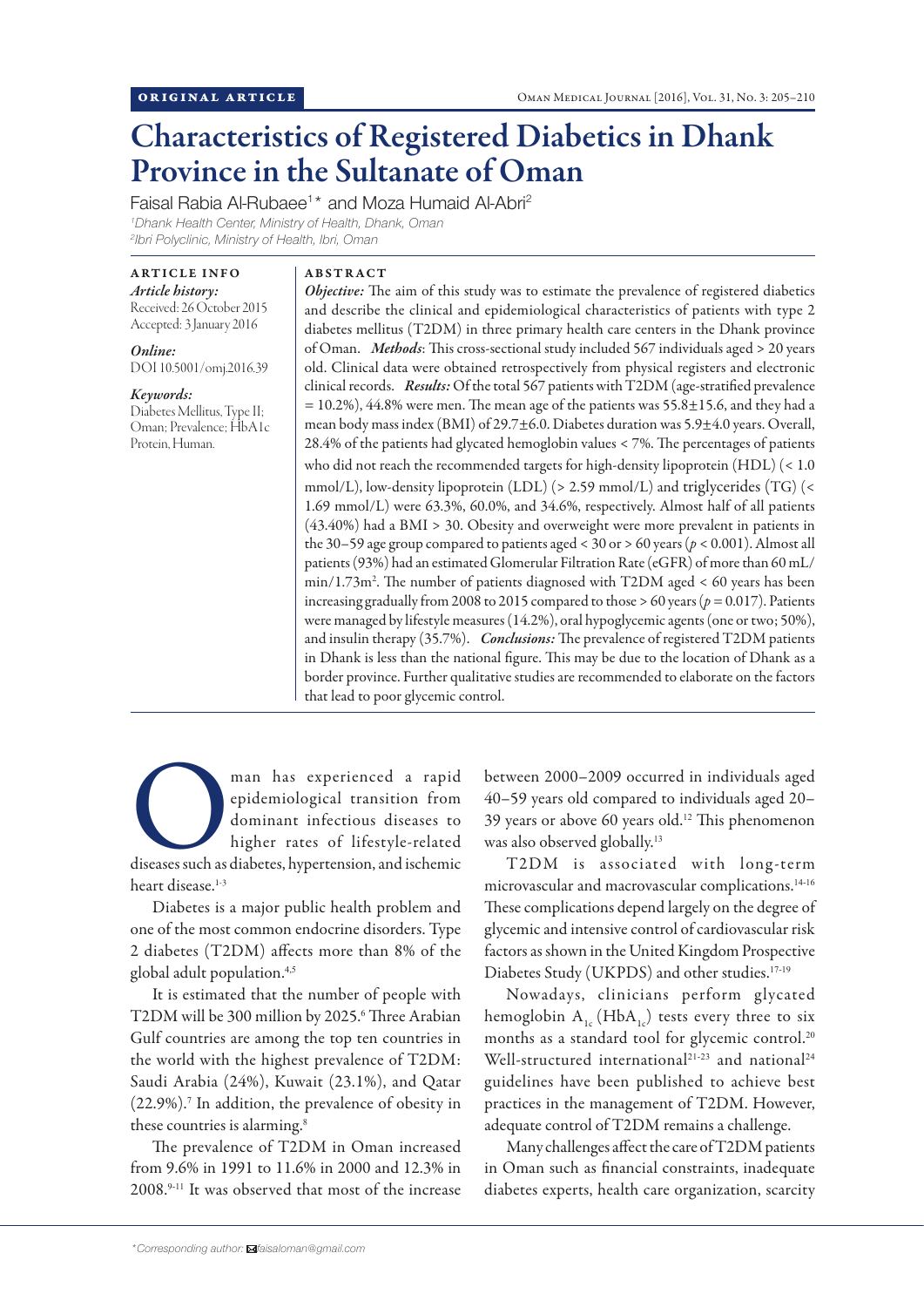ORIGINAL ARTICLE

# Characteristics of Registered Diabetics in Dhank Province in the Sultanate of Oman

Faisal Rabia Al-Rubaee[1]* and Moza Humaid Al-Abri[2]

[1]Dhank Health Center, Ministry of Health, Dhank, Oman
[2]Ibri Polyclinic, Ministry of Health, Ibri, Oman

**ARTICLE INFO**

*Article history:*
Received: 26 October 2015
Accepted: 3 January 2016

*Online:*
DOI 10.5001/omj.2016.39

*Keywords:*
Diabetes Mellitus, Type II; Oman; Prevalence; HbA1c Protein, Human.

**ABSTRACT**

***Objective:*** The aim of this study was to estimate the prevalence of registered diabetics and describe the clinical and epidemiological characteristics of patients with type 2 diabetes mellitus (T2DM) in three primary health care centers in the Dhank province of Oman. ***Methods***: This cross-sectional study included 567 individuals aged > 20 years old. Clinical data were obtained retrospectively from physical registers and electronic clinical records. ***Results:*** Of the total 567 patients with T2DM (age-stratified prevalence = 10.2%), 44.8% were men. The mean age of the patients was 55.8±15.6, and they had a mean body mass index (BMI) of 29.7±6.0. Diabetes duration was 5.9±4.0 years. Overall, 28.4% of the patients had glycated hemoglobin values < 7%. The percentages of patients who did not reach the recommended targets for high-density lipoprotein (HDL) (< 1.0 mmol/L), low-density lipoprotein (LDL) (> 2.59 mmol/L) and triglycerides (TG) (< 1.69 mmol/L) were 63.3%, 60.0%, and 34.6%, respectively. Almost half of all patients (43.40%) had a BMI > 30. Obesity and overweight were more prevalent in patients in the 30–59 age group compared to patients aged < 30 or > 60 years ($p < 0.001$). Almost all patients (93%) had an estimated Glomerular Filtration Rate (eGFR) of more than 60 mL/min/1.73m$^2$. The number of patients diagnosed with T2DM aged < 60 years has been increasing gradually from 2008 to 2015 compared to those > 60 years ($p = 0.017$). Patients were managed by lifestyle measures (14.2%), oral hypoglycemic agents (one or two; 50%), and insulin therapy (35.7%). ***Conclusions:*** The prevalence of registered T2DM patients in Dhank is less than the national figure. This may be due to the location of Dhank as a border province. Further qualitative studies are recommended to elaborate on the factors that lead to poor glycemic control.

Oman has experienced a rapid epidemiological transition from dominant infectious diseases to higher rates of lifestyle-related diseases such as diabetes, hypertension, and ischemic heart disease.[1-3]

Diabetes is a major public health problem and one of the most common endocrine disorders. Type 2 diabetes (T2DM) affects more than 8% of the global adult population.[4,5]

It is estimated that the number of people with T2DM will be 300 million by 2025.[6] Three Arabian Gulf countries are among the top ten countries in the world with the highest prevalence of T2DM: Saudi Arabia (24%), Kuwait (23.1%), and Qatar (22.9%).[7] In addition, the prevalence of obesity in these countries is alarming.[8]

The prevalence of T2DM in Oman increased from 9.6% in 1991 to 11.6% in 2000 and 12.3% in 2008.[9-11] It was observed that most of the increase between 2000–2009 occurred in individuals aged 40–59 years old compared to individuals aged 20–39 years or above 60 years old.[12] This phenomenon was also observed globally.[13]

T2DM is associated with long-term microvascular and macrovascular complications.[14-16] These complications depend largely on the degree of glycemic and intensive control of cardiovascular risk factors as shown in the United Kingdom Prospective Diabetes Study (UKPDS) and other studies.[17-19]

Nowadays, clinicians perform glycated hemoglobin $A_{1c}$ ($HbA_{1c}$) tests every three to six months as a standard tool for glycemic control.[20] Well-structured international[21-23] and national[24] guidelines have been published to achieve best practices in the management of T2DM. However, adequate control of T2DM remains a challenge.

Many challenges affect the care of T2DM patients in Oman such as financial constraints, inadequate diabetes experts, health care organization, scarcity

*Corresponding author: faisaloman@gmail.com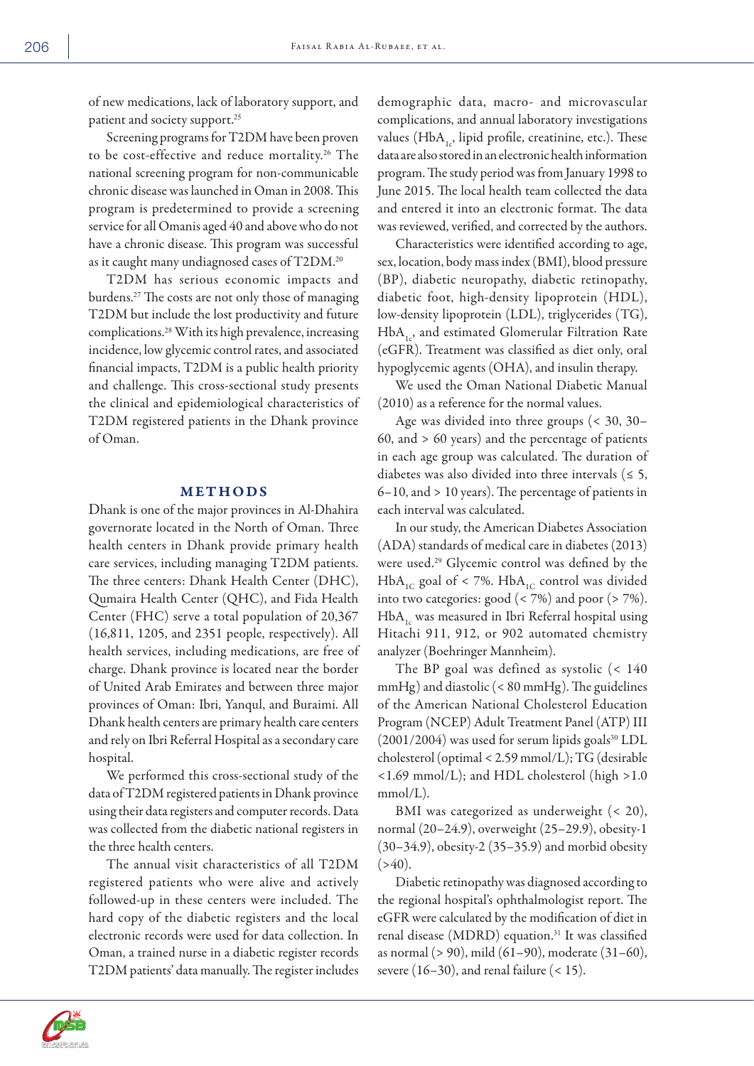of new medications, lack of laboratory support, and patient and society support.[25]

Screening programs for T2DM have been proven to be cost-effective and reduce mortality.[26] The national screening program for non-communicable chronic disease was launched in Oman in 2008. This program is predetermined to provide a screening service for all Omanis aged 40 and above who do not have a chronic disease. This program was successful as it caught many undiagnosed cases of T2DM.[20]

T2DM has serious economic impacts and burdens.[27] The costs are not only those of managing T2DM but include the lost productivity and future complications.[28] With its high prevalence, increasing incidence, low glycemic control rates, and associated financial impacts, T2DM is a public health priority and challenge. This cross-sectional study presents the clinical and epidemiological characteristics of T2DM registered patients in the Dhank province of Oman.

## METHODS

Dhank is one of the major provinces in Al-Dhahira governorate located in the North of Oman. Three health centers in Dhank provide primary health care services, including managing T2DM patients. The three centers: Dhank Health Center (DHC), Qumaira Health Center (QHC), and Fida Health Center (FHC) serve a total population of 20,367 (16,811, 1205, and 2351 people, respectively). All health services, including medications, are free of charge. Dhank province is located near the border of United Arab Emirates and between three major provinces of Oman: Ibri, Yanqul, and Buraimi. All Dhank health centers are primary health care centers and rely on Ibri Referral Hospital as a secondary care hospital.

We performed this cross-sectional study of the data of T2DM registered patients in Dhank province using their data registers and computer records. Data was collected from the diabetic national registers in the three health centers.

The annual visit characteristics of all T2DM registered patients who were alive and actively followed-up in these centers were included. The hard copy of the diabetic registers and the local electronic records were used for data collection. In Oman, a trained nurse in a diabetic register records T2DM patients' data manually. The register includes demographic data, macro- and microvascular complications, and annual laboratory investigations values ($HbA_{1c}$, lipid profile, creatinine, etc.). These data are also stored in an electronic health information program. The study period was from January 1998 to June 2015. The local health team collected the data and entered it into an electronic format. The data was reviewed, verified, and corrected by the authors.

Characteristics were identified according to age, sex, location, body mass index (BMI), blood pressure (BP), diabetic neuropathy, diabetic retinopathy, diabetic foot, high-density lipoprotein (HDL), low-density lipoprotein (LDL), triglycerides (TG), $HbA_{1c}$, and estimated Glomerular Filtration Rate (eGFR). Treatment was classified as diet only, oral hypoglycemic agents (OHA), and insulin therapy.

We used the Oman National Diabetic Manual (2010) as a reference for the normal values.

Age was divided into three groups (< 30, 30–60, and > 60 years) and the percentage of patients in each age group was calculated. The duration of diabetes was also divided into three intervals (≤ 5, 6–10, and > 10 years). The percentage of patients in each interval was calculated.

In our study, the American Diabetes Association (ADA) standards of medical care in diabetes (2013) were used.[29] Glycemic control was defined by the $HbA_{1C}$ goal of < 7%. $HbA_{1C}$ control was divided into two categories: good (< 7%) and poor (> 7%). $HbA_{1c}$ was measured in Ibri Referral hospital using Hitachi 911, 912, or 902 automated chemistry analyzer (Boehringer Mannheim).

The BP goal was defined as systolic (< 140 mmHg) and diastolic (< 80 mmHg). The guidelines of the American National Cholesterol Education Program (NCEP) Adult Treatment Panel (ATP) III (2001/2004) was used for serum lipids goals[30] LDL cholesterol (optimal < 2.59 mmol/L); TG (desirable <1.69 mmol/L); and HDL cholesterol (high >1.0 mmol/L).

BMI was categorized as underweight (< 20), normal (20–24.9), overweight (25–29.9), obesity-1 (30–34.9), obesity-2 (35–35.9) and morbid obesity (>40).

Diabetic retinopathy was diagnosed according to the regional hospital's ophthalmologist report. The eGFR were calculated by the modification of diet in renal disease (MDRD) equation.[31] It was classified as normal (> 90), mild (61–90), moderate (31–60), severe (16–30), and renal failure (< 15).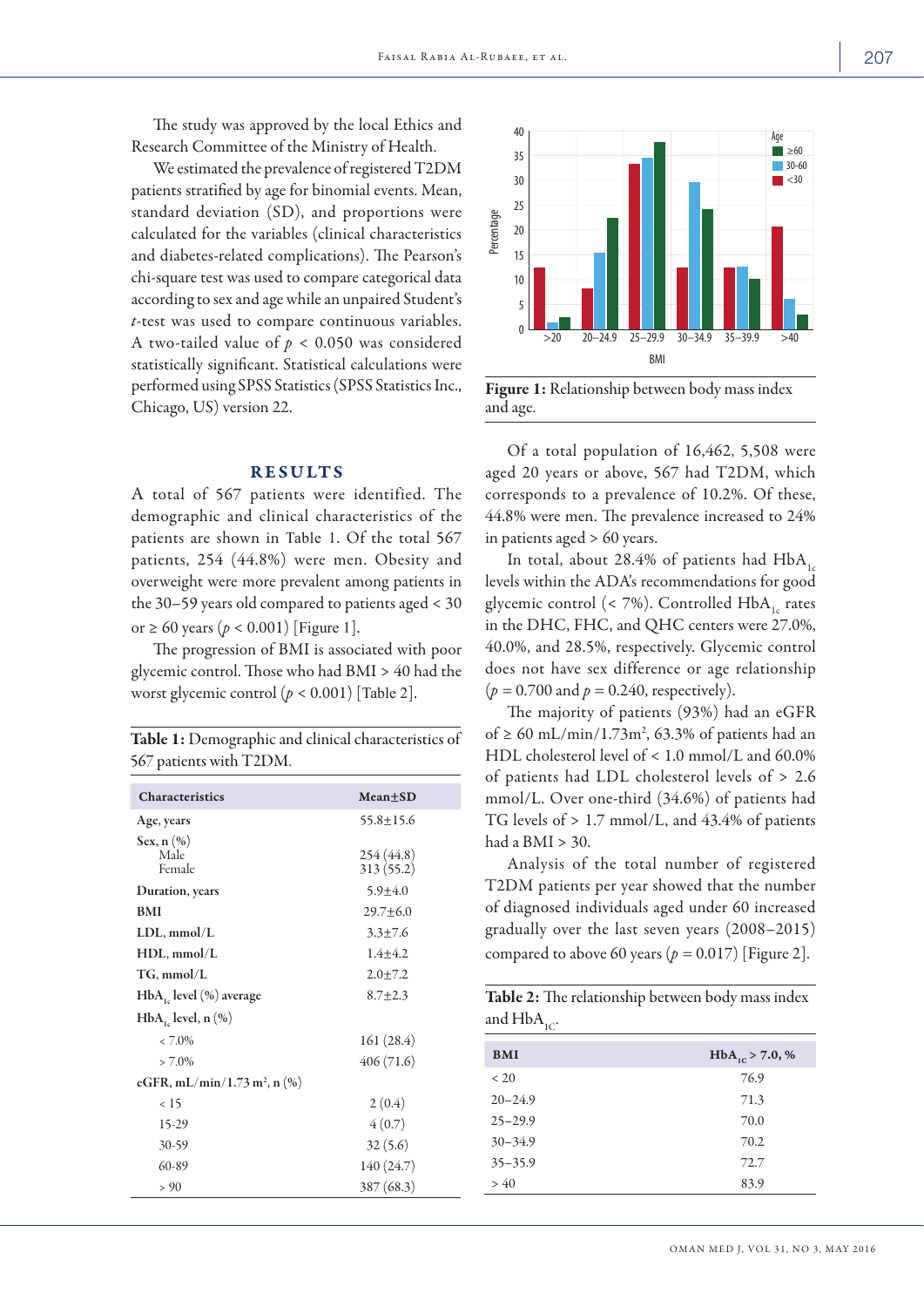The study was approved by the local Ethics and Research Committee of the Ministry of Health.

We estimated the prevalence of registered T2DM patients stratified by age for binomial events. Mean, standard deviation (SD), and proportions were calculated for the variables (clinical characteristics and diabetes-related complications). The Pearson's chi-square test was used to compare categorical data according to sex and age while an unpaired Student's *t*-test was used to compare continuous variables. A two-tailed value of $p < 0.050$ was considered statistically significant. Statistical calculations were performed using SPSS Statistics (SPSS Statistics Inc., Chicago, US) version 22.

## RESULTS

A total of 567 patients were identified. The demographic and clinical characteristics of the patients are shown in Table 1. Of the total 567 patients, 254 (44.8%) were men. Obesity and overweight were more prevalent among patients in the 30–59 years old compared to patients aged < 30 or ≥ 60 years ($p < 0.001$) [Figure 1].

The progression of BMI is associated with poor glycemic control. Those who had BMI > 40 had the worst glycemic control ($p < 0.001$) [Table 2].

**Table 1:** Demographic and clinical characteristics of 567 patients with T2DM.

| Characteristics | Mean±SD |
|---|---|
| **Age, years** | 55.8±15.6 |
| **Sex, n (%)** | |
| Male | 254 (44.8) |
| Female | 313 (55.2) |
| **Duration, years** | 5.9±4.0 |
| **BMI** | 29.7±6.0 |
| **LDL, mmol/L** | 3.3±7.6 |
| **HDL, mmol/L** | 1.4±4.2 |
| **TG, mmol/L** | 2.0±7.2 |
| **$HbA_{1c}$ level (%) average** | 8.7±2.3 |
| **$HbA_{1c}$ level, n (%)** | |
| < 7.0% | 161 (28.4) |
| > 7.0% | 406 (71.6) |
| **eGFR, mL/min/1.73 $m^2$, n (%)** | |
| < 15 | 2 (0.4) |
| 15-29 | 4 (0.7) |
| 30-59 | 32 (5.6) |
| 60-89 | 140 (24.7) |
| > 90 | 387 (68.3) |

**Figure 1:** Relationship between body mass index and age.

Of a total population of 16,462, 5,508 were aged 20 years or above, 567 had T2DM, which corresponds to a prevalence of 10.2%. Of these, 44.8% were men. The prevalence increased to 24% in patients aged > 60 years.

In total, about 28.4% of patients had $HbA_{1c}$ levels within the ADA's recommendations for good glycemic control (< 7%). Controlled $HbA_{1c}$ rates in the DHC, FHC, and QHC centers were 27.0%, 40.0%, and 28.5%, respectively. Glycemic control does not have sex difference or age relationship ($p = 0.700$ and $p = 0.240$, respectively).

The majority of patients (93%) had an eGFR of ≥ 60 mL/min/1.73m², 63.3% of patients had an HDL cholesterol level of < 1.0 mmol/L and 60.0% of patients had LDL cholesterol levels of > 2.6 mmol/L. Over one-third (34.6%) of patients had TG levels of > 1.7 mmol/L, and 43.4% of patients had a BMI > 30.

Analysis of the total number of registered T2DM patients per year showed that the number of diagnosed individuals aged under 60 increased gradually over the last seven years (2008–2015) compared to above 60 years ($p = 0.017$) [Figure 2].

**Table 2:** The relationship between body mass index and $HbA_{1C}$.

| BMI | $HbA_{1C}$ > 7.0, % |
|---|---|
| < 20 | 76.9 |
| 20–24.9 | 71.3 |
| 25–29.9 | 70.0 |
| 30–34.9 | 70.2 |
| 35–35.9 | 72.7 |
| > 40 | 83.9 |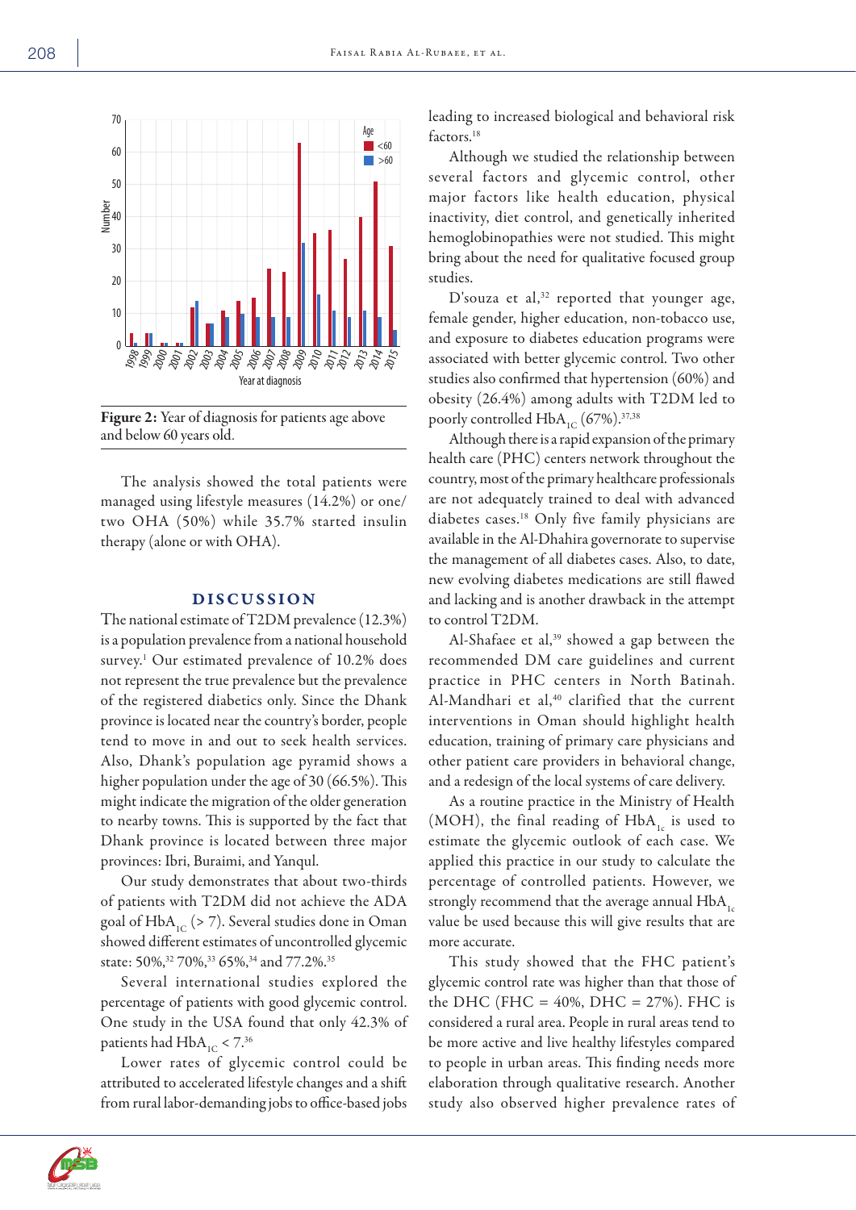Figure 2: Year of diagnosis for patients age above and below 60 years old.

The analysis showed the total patients were managed using lifestyle measures (14.2%) or one/two OHA (50%) while 35.7% started insulin therapy (alone or with OHA).

## DISCUSSION

The national estimate of T2DM prevalence (12.3%) is a population prevalence from a national household survey.[1] Our estimated prevalence of 10.2% does not represent the true prevalence but the prevalence of the registered diabetics only. Since the Dhank province is located near the country's border, people tend to move in and out to seek health services. Also, Dhank's population age pyramid shows a higher population under the age of 30 (66.5%). This might indicate the migration of the older generation to nearby towns. This is supported by the fact that Dhank province is located between three major provinces: Ibri, Buraimi, and Yanqul.

Our study demonstrates that about two-thirds of patients with T2DM did not achieve the ADA goal of $HbA_{1C}$ (> 7). Several studies done in Oman showed different estimates of uncontrolled glycemic state: 50%,[32] 70%,[33] 65%,[34] and 77.2%.[35]

Several international studies explored the percentage of patients with good glycemic control. One study in the USA found that only 42.3% of patients had $HbA_{1C}$ < 7.[36]

Lower rates of glycemic control could be attributed to accelerated lifestyle changes and a shift from rural labor-demanding jobs to office-based jobs leading to increased biological and behavioral risk factors.[18]

Although we studied the relationship between several factors and glycemic control, other major factors like health education, physical inactivity, diet control, and genetically inherited hemoglobinopathies were not studied. This might bring about the need for qualitative focused group studies.

D'souza et al,[32] reported that younger age, female gender, higher education, non-tobacco use, and exposure to diabetes education programs were associated with better glycemic control. Two other studies also confirmed that hypertension (60%) and obesity (26.4%) among adults with T2DM led to poorly controlled $HbA_{1C}$ (67%).[37,38]

Although there is a rapid expansion of the primary health care (PHC) centers network throughout the country, most of the primary healthcare professionals are not adequately trained to deal with advanced diabetes cases.[18] Only five family physicians are available in the Al-Dhahira governorate to supervise the management of all diabetes cases. Also, to date, new evolving diabetes medications are still flawed and lacking and is another drawback in the attempt to control T2DM.

Al-Shafaee et al,[39] showed a gap between the recommended DM care guidelines and current practice in PHC centers in North Batinah. Al-Mandhari et al,[40] clarified that the current interventions in Oman should highlight health education, training of primary care physicians and other patient care providers in behavioral change, and a redesign of the local systems of care delivery.

As a routine practice in the Ministry of Health (MOH), the final reading of $HbA_{1c}$ is used to estimate the glycemic outlook of each case. We applied this practice in our study to calculate the percentage of controlled patients. However, we strongly recommend that the average annual $HbA_{1c}$ value be used because this will give results that are more accurate.

This study showed that the FHC patient's glycemic control rate was higher than that those of the DHC (FHC = 40%, DHC = 27%). FHC is considered a rural area. People in rural areas tend to be more active and live healthy lifestyles compared to people in urban areas. This finding needs more elaboration through qualitative research. Another study also observed higher prevalence rates of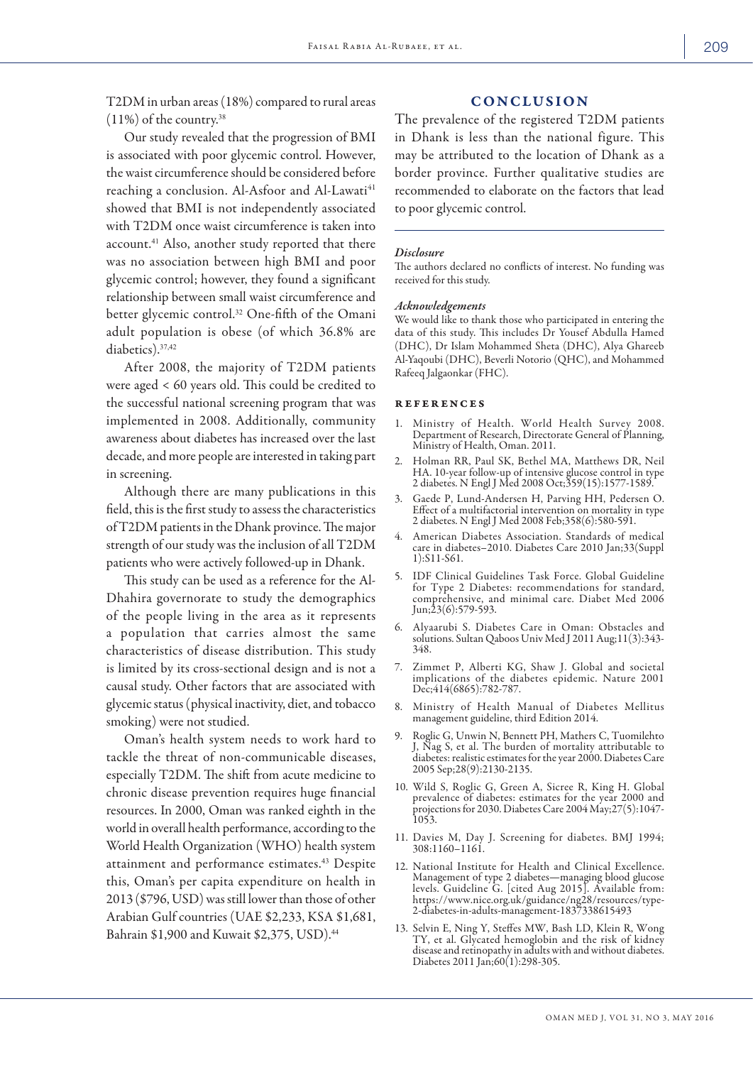T2DM in urban areas (18%) compared to rural areas (11%) of the country.[38]

Our study revealed that the progression of BMI is associated with poor glycemic control. However, the waist circumference should be considered before reaching a conclusion. Al-Asfoor and Al-Lawati[41] showed that BMI is not independently associated with T2DM once waist circumference is taken into account.[41] Also, another study reported that there was no association between high BMI and poor glycemic control; however, they found a significant relationship between small waist circumference and better glycemic control.[32] One-fifth of the Omani adult population is obese (of which 36.8% are diabetics).[37,42]

After 2008, the majority of T2DM patients were aged < 60 years old. This could be credited to the successful national screening program that was implemented in 2008. Additionally, community awareness about diabetes has increased over the last decade, and more people are interested in taking part in screening.

Although there are many publications in this field, this is the first study to assess the characteristics of T2DM patients in the Dhank province. The major strength of our study was the inclusion of all T2DM patients who were actively followed-up in Dhank.

This study can be used as a reference for the Al-Dhahira governorate to study the demographics of the people living in the area as it represents a population that carries almost the same characteristics of disease distribution. This study is limited by its cross-sectional design and is not a causal study. Other factors that are associated with glycemic status (physical inactivity, diet, and tobacco smoking) were not studied.

Oman's health system needs to work hard to tackle the threat of non-communicable diseases, especially T2DM. The shift from acute medicine to chronic disease prevention requires huge financial resources. In 2000, Oman was ranked eighth in the world in overall health performance, according to the World Health Organization (WHO) health system attainment and performance estimates.[43] Despite this, Oman's per capita expenditure on health in 2013 ($796, USD) was still lower than those of other Arabian Gulf countries (UAE $2,233, KSA $1,681, Bahrain $1,900 and Kuwait $2,375, USD).[44]

## CONCLUSION

The prevalence of the registered T2DM patients in Dhank is less than the national figure. This may be attributed to the location of Dhank as a border province. Further qualitative studies are recommended to elaborate on the factors that lead to poor glycemic control.

### *Disclosure*

The authors declared no conflicts of interest. No funding was received for this study.

### *Acknowledgements*

We would like to thank those who participated in entering the data of this study. This includes Dr Yousef Abdulla Hamed (DHC), Dr Islam Mohammed Sheta (DHC), Alya Ghareeb Al-Yaqoubi (DHC), Beverli Notorio (QHC), and Mohammed Rafeeq Jalgaonkar (FHC).

## REFERENCES

1. Ministry of Health. World Health Survey 2008. Department of Research, Directorate General of Planning, Ministry of Health, Oman. 2011.
2. Holman RR, Paul SK, Bethel MA, Matthews DR, Neil HA. 10-year follow-up of intensive glucose control in type 2 diabetes. N Engl J Med 2008 Oct;359(15):1577-1589.
3. Gaede P, Lund-Andersen H, Parving HH, Pedersen O. Effect of a multifactorial intervention on mortality in type 2 diabetes. N Engl J Med 2008 Feb;358(6):580-591.
4. American Diabetes Association. Standards of medical care in diabetes–2010. Diabetes Care 2010 Jan;33(Suppl 1):S11-S61.
5. IDF Clinical Guidelines Task Force. Global Guideline for Type 2 Diabetes: recommendations for standard, comprehensive, and minimal care. Diabet Med 2006 Jun;23(6):579-593.
6. Alyaarubi S. Diabetes Care in Oman: Obstacles and solutions. Sultan Qaboos Univ Med J 2011 Aug;11(3):343-348.
7. Zimmet P, Alberti KG, Shaw J. Global and societal implications of the diabetes epidemic. Nature 2001 Dec;414(6865):782-787.
8. Ministry of Health Manual of Diabetes Mellitus management guideline, third Edition 2014.
9. Roglic G, Unwin N, Bennett PH, Mathers C, Tuomilehto J, Nag S, et al. The burden of mortality attributable to diabetes: realistic estimates for the year 2000. Diabetes Care 2005 Sep;28(9):2130-2135.
10. Wild S, Roglic G, Green A, Sicree R, King H. Global prevalence of diabetes: estimates for the year 2000 and projections for 2030. Diabetes Care 2004 May;27(5):1047-1053.
11. Davies M, Day J. Screening for diabetes. BMJ 1994; 308:1160–1161.
12. National Institute for Health and Clinical Excellence. Management of type 2 diabetes—managing blood glucose levels. Guideline G. [cited Aug 2015]. Available from: https://www.nice.org.uk/guidance/ng28/resources/type-2-diabetes-in-adults-management-1837338615493
13. Selvin E, Ning Y, Steffes MW, Bash LD, Klein R, Wong TY, et al. Glycated hemoglobin and the risk of kidney disease and retinopathy in adults with and without diabetes. Diabetes 2011 Jan;60(1):298-305.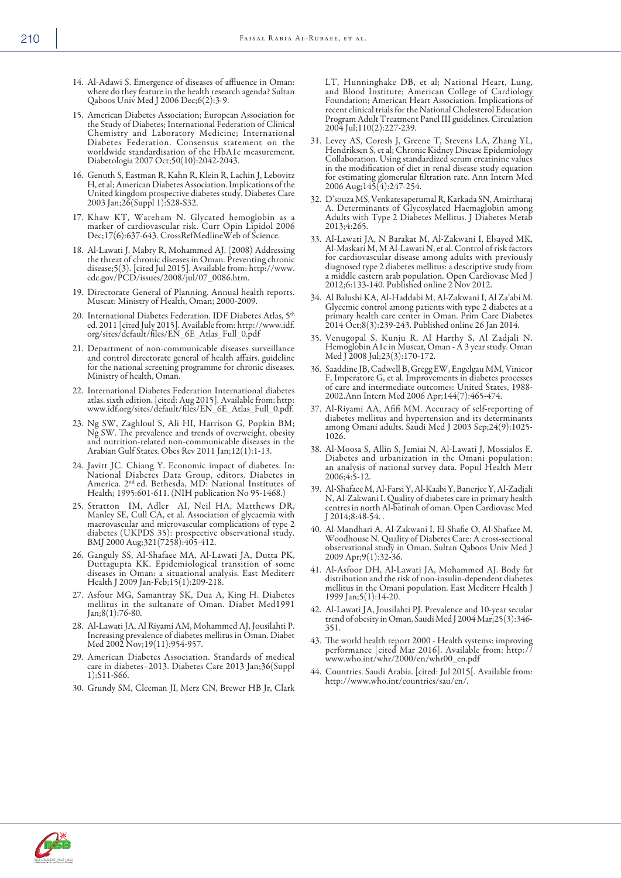14. Al-Adawi S. Emergence of diseases of affluence in Oman: where do they feature in the health research agenda? Sultan Qaboos Univ Med J 2006 Dec;6(2):3-9.

15. American Diabetes Association; European Association for the Study of Diabetes; International Federation of Clinical Chemistry and Laboratory Medicine; International Diabetes Federation. Consensus statement on the worldwide standardisation of the HbA1c measurement. Diabetologia 2007 Oct;50(10):2042-2043.

16. Genuth S, Eastman R, Kahn R, Klein R, Lachin J, Lebovitz H, et al; American Diabetes Association. Implications of the United kingdom prospective diabetes study. Diabetes Care 2003 Jan;26(Suppl 1):S28-S32.

17. Khaw KT, Wareham N. Glycated hemoglobin as a marker of cardiovascular risk. Curr Opin Lipidol 2006 Dec;17(6):637-643. CrossRefMedlineWeb of Science.

18. Al-Lawati J. Mabry R, Mohammed AJ. (2008) Addressing the threat of chronic diseases in Oman. Preventing chronic disease;5(3). [cited Jul 2015]. Available from: http://www.cdc.gov/PCD/issues/2008/jul/07_0086.htm.

19. Directorate General of Planning. Annual health reports. Muscat: Ministry of Health, Oman; 2000-2009.

20. International Diabetes Federation. IDF Diabetes Atlas, 5th ed. 2011 [cited July 2015]. Available from: http://www.idf.org/sites/default/files/EN_6E_Atlas_Full_0.pdf

21. Department of non-communicable diseases surveillance and control directorate general of health affairs. guideline for the national screening programme for chronic diseases. Ministry of health, Oman.

22. International Diabetes Federation International diabetes atlas. sixth edition. [cited: Aug 2015]. Available from: http: www.idf.org/sites/default/files/EN_6E_Atlas_Full_0.pdf.

23. Ng SW, Zaghloul S, Ali HI, Harrison G, Popkin BM; Ng SW. The prevalence and trends of overweight, obesity and nutrition-related non-communicable diseases in the Arabian Gulf States. Obes Rev 2011 Jan;12(1):1-13.

24. Javitt JC. Chiang Y. Economic impact of diabetes. In: National Diabetes Data Group, editors. Diabetes in America. 2nd ed. Bethesda, MD: National Institutes of Health; 1995:601-611. (NIH publication No 95-1468.)

25. Stratton IM, Adler AI, Neil HA, Matthews DR, Manley SE, Cull CA, et al. Association of glycaemia with macrovascular and microvascular complications of type 2 diabetes (UKPDS 35): prospective observational study. BMJ 2000 Aug;321(7258):405-412.

26. Ganguly SS, Al-Shafaee MA, Al-Lawati JA, Dutta PK, Duttagupta KK. Epidemiological transition of some diseases in Oman: a situational analysis. East Mediterr Health J 2009 Jan-Feb;15(1):209-218.

27. Asfour MG, Samantray SK, Dua A, King H. Diabetes mellitus in the sultanate of Oman. Diabet Med1991 Jan;8(1):76-80.

28. Al-Lawati JA, Al Riyami AM, Mohammed AJ, Jousilahti P. Increasing prevalence of diabetes mellitus in Oman. Diabet Med 2002 Nov;19(11):954-957.

29. American Diabetes Association. Standards of medical care in diabetes–2013. Diabetes Care 2013 Jan;36(Suppl 1):S11-S66.

30. Grundy SM, Cleeman JI, Merz CN, Brewer HB Jr, Clark LT, Hunninghake DB, et al; National Heart, Lung, and Blood Institute; American College of Cardiology Foundation; American Heart Association. Implications of recent clinical trials for the National Cholesterol Education Program Adult Treatment Panel III guidelines. Circulation 2004 Jul;110(2):227-239.

31. Levey AS, Coresh J, Greene T, Stevens LA, Zhang YL, Hendriksen S, et al; Chronic Kidney Disease Epidemiology Collaboration. Using standardized serum creatinine values in the modification of diet in renal disease study equation for estimating glomerular filtration rate. Ann Intern Med 2006 Aug;145(4):247-254.

32. D'souza MS, Venkatesaperumal R, Karkada SN, Amirtharaj A. Determinants of Glycosylated Haemaglobin among Adults with Type 2 Diabetes Mellitus. J Diabetes Metab 2013;4:265.

33. Al-Lawati JA, N Barakat M, Al-Zakwani I, Elsayed MK, Al-Maskari M, M Al-Lawati N, et al. Control of risk factors for cardiovascular disease among adults with previously diagnosed type 2 diabetes mellitus: a descriptive study from a middle eastern arab population. Open Cardiovasc Med J 2012;6:133-140. Published online 2 Nov 2012.

34. Al Balushi KA, Al-Haddabi M, Al-Zakwani I, Al Za'abi M. Glycemic control among patients with type 2 diabetes at a primary health care center in Oman. Prim Care Diabetes 2014 Oct;8(3):239-243. Published online 26 Jan 2014.

35. Venugopal S, Kunju R, Al Harthy S, Al Zadjali N. Hemoglobin A1c in Muscat, Oman - A 3 year study. Oman Med J 2008 Jul;23(3):170-172.

36. Saaddine JB, Cadwell B, Gregg EW, Engelgau MM, Vinicor F, Imperatore G, et al. Improvements in diabetes processes of care and intermediate outcomes: United States, 1988-2002.Ann Intern Med 2006 Apr;144(7):465-474.

37. Al-Riyami AA, Afifi MM. Accuracy of self-reporting of diabetes mellitus and hypertension and its determinants among Omani adults. Saudi Med J 2003 Sep;24(9):1025-1026.

38. Al-Moosa S, Allin S, Jemiai N, Al-Lawati J, Mossialos E. Diabetes and urbanization in the Omani population: an analysis of national survey data. Popul Health Metr 2006;4:5-12.

39. Al-Shafaee M, Al-Farsi Y, Al-Kaabi Y, Banerjee Y, Al-Zadjali N, Al-Zakwani I. Quality of diabetes care in primary health centres in north Al-batinah of oman. Open Cardiovasc Med J 2014;8:48-54. .

40. Al-Mandhari A, Al-Zakwani I, El-Shafie O, Al-Shafaee M, Woodhouse N. Quality of Diabetes Care: A cross-sectional observational study in Oman. Sultan Qaboos Univ Med J 2009 Apr;9(1):32-36.

41. Al-Asfoor DH, Al-Lawati JA, Mohammed AJ. Body fat distribution and the risk of non-insulin-dependent diabetes mellitus in the Omani population. East Mediterr Health J 1999 Jan;5(1):14-20.

42. Al-Lawati JA, Jousilahti PJ. Prevalence and 10-year secular trend of obesity in Oman. Saudi Med J 2004 Mar;25(3):346-351.

43. The world health report 2000 - Health systems: improving performance [cited Mar 2016]. Available from: http://www.who.int/whr/2000/en/whr00_en.pdf

44. Countries. Saudi Arabia. [cited: Jul 2015[. Available from: http://www.who.int/countries/sau/en/.